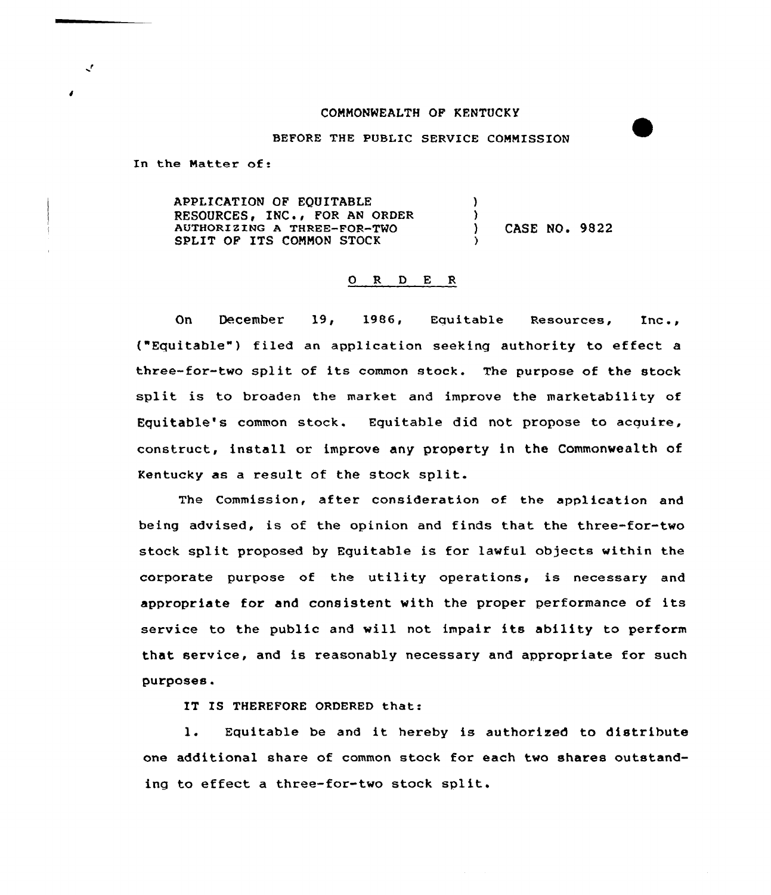COMMONWEALTH OF KENTUCKY

BEFORE THE PUBLIC SERVICE COMMISSION

In the Matter of:

| | | |
|---|---|---|
| APPLICATION OF EQUITABLE RESOURCES, INC., FOR AN ORDER AUTHORIZING A THREE-FOR-TWO SPLIT OF ITS COMMON STOCK | ) ) ) ) | CASE NO. 9822 |

O R D E R

On December 19, 1986, Equitable Resources, Inc., ("Equitable") filed an application seeking authority to effect a three-for-two split of its common stock. The purpose of the stock split is to broaden the market and improve the marketability of Equitable's common stock. Equitable did not propose to acquire, construct, install or improve any property in the Commonwealth of Kentucky as a result of the stock split.

The Commission, after consideration of the application and being advised, is of the opinion and finds that the three-for-two stock split proposed by Equitable is for lawful objects within the corporate purpose of the utility operations, is necessary and appropriate for and consistent with the proper performance of its service to the public and will not impair its ability to perform that service, and is reasonably necessary and appropriate for such purposes.

IT IS THEREFORE ORDERED that:

1. Equitable be and it hereby is authorized to distribute one additional share of common stock for each two shares outstanding to effect a three-for-two stock split.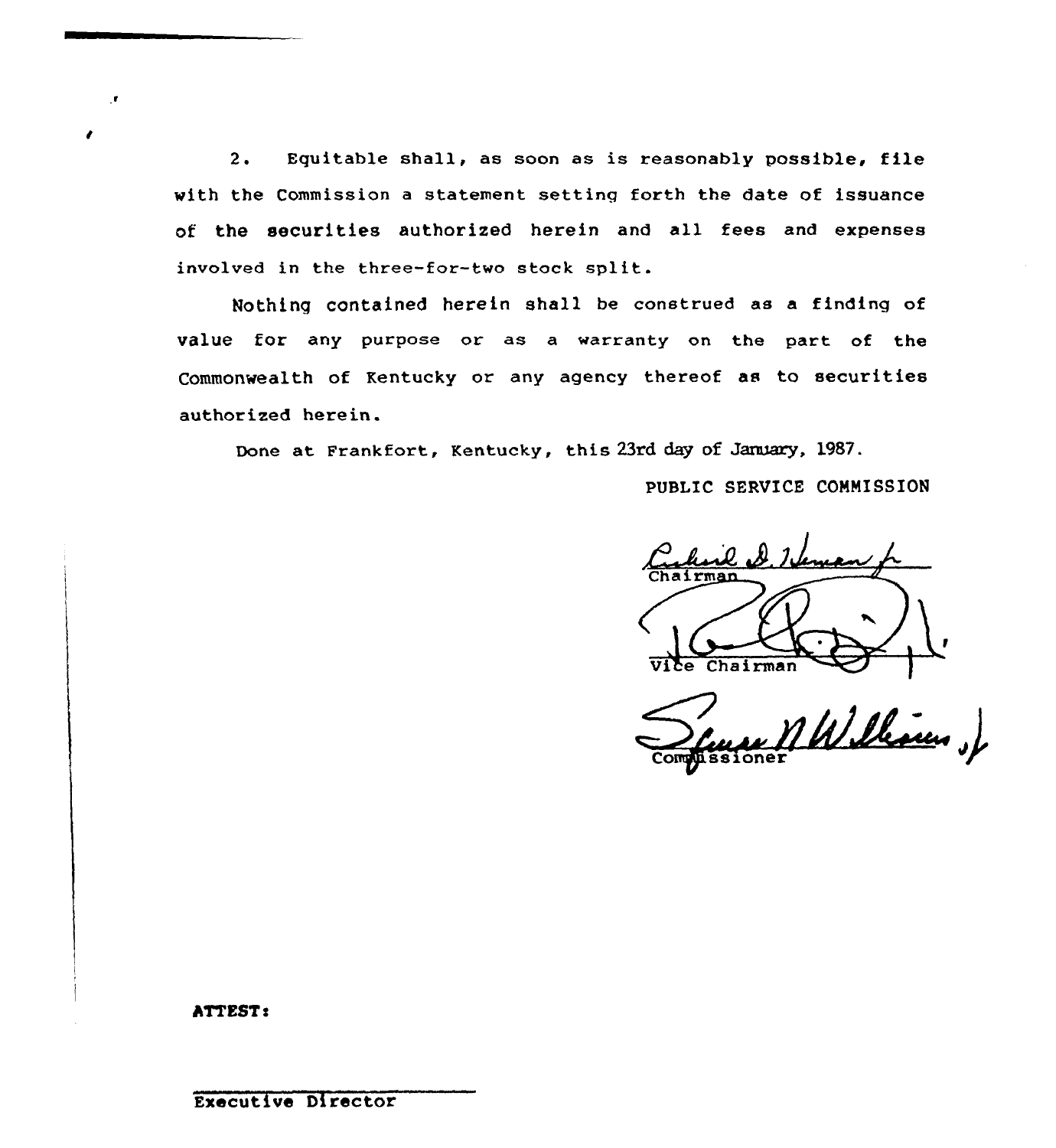2. Equitable shall, as soon as is reasonably possible, file with the Commission a statement setting forth the date of issuance of the securities authorized herein and all fees and expenses involved in the three-for-two stock split.

Nothing contained herein shall be construed as a finding of value for any purpose or as a warranty on the part of the Commonwealth of Kentucky or any agency thereof as to securities authorized herein.

Done at Frankfort, Kentucky, this 23rd day of January, 1987.

PUBLIC SERVICE COMMISSION

Chairman

Vice Chairman

Commissioner

ATTEST:

Executive Director